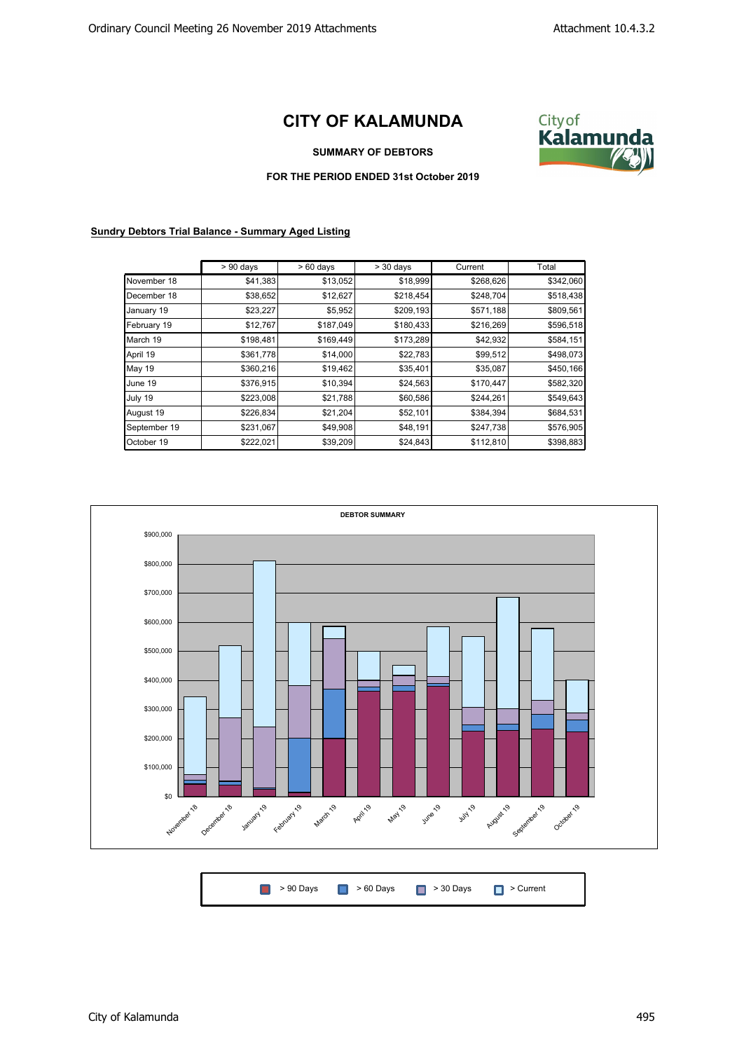# CITY OF KALAMUNDA

**SUMMARY OF DEBTORS**

**FOR THE PERIOD ENDED 31st October 2019**

**Sundry Debtors Trial Balance - Summary Aged Listing**

| | > 90 days | > 60 days | > 30 days | Current | Total |
|---|---|---|---|---|---|
| November 18 | $41,383 | $13,052 | $18,999 | $268,626 | $342,060 |
| December 18 | $38,652 | $12,627 | $218,454 | $248,704 | $518,438 |
| January 19 | $23,227 | $5,952 | $209,193 | $571,188 | $809,561 |
| February 19 | $12,767 | $187,049 | $180,433 | $216,269 | $596,518 |
| March 19 | $198,481 | $169,449 | $173,289 | $42,932 | $584,151 |
| April 19 | $361,778 | $14,000 | $22,783 | $99,512 | $498,073 |
| May 19 | $360,216 | $19,462 | $35,401 | $35,087 | $450,166 |
| June 19 | $376,915 | $10,394 | $24,563 | $170,447 | $582,320 |
| July 19 | $223,008 | $21,788 | $60,586 | $244,261 | $549,643 |
| August 19 | $226,834 | $21,204 | $52,101 | $384,394 | $684,531 |
| September 19 | $231,067 | $49,908 | $48,191 | $247,738 | $576,905 |
| October 19 | $222,021 | $39,209 | $24,843 | $112,810 | $398,883 |

**DEBTOR SUMMARY**

> 90 Days | > 60 Days | > 30 Days | > Current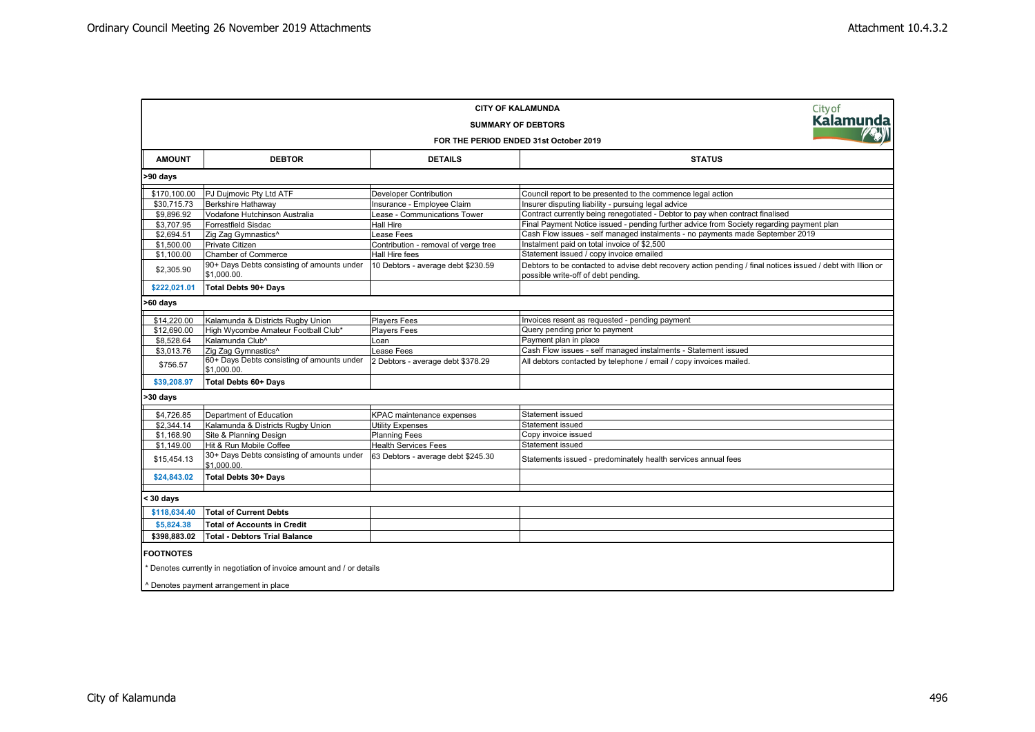**CITY OF KALAMUNDA**

**SUMMARY OF DEBTORS**

**FOR THE PERIOD ENDED 31st October 2019**

| AMOUNT | DEBTOR | DETAILS | STATUS |
|---|---|---|---|
| **>90 days** | | | |
| $170,100.00 | PJ Dujmovic Pty Ltd ATF | Developer Contribution | Council report to be presented to the commence legal action |
| $30,715.73 | Berkshire Hathaway | Insurance - Employee Claim | Insurer disputing liability - pursuing legal advice |
| $9,896.92 | Vodafone Hutchinson Australia | Lease - Communications Tower | Contract currently being renegotiated - Debtor to pay when contract finalised |
| $3,707.95 | Forrestfield Sisdac | Hall Hire | Final Payment Notice issued - pending further advice from Society regarding payment plan |
| $2,694.51 | Zig Zag Gymnastics^ | Lease Fees | Cash Flow issues - self managed instalments - no payments made September 2019 |
| $1,500.00 | Private Citizen | Contribution - removal of verge tree | Instalment paid on total invoice of $2,500 |
| $1,100.00 | Chamber of Commerce | Hall Hire fees | Statement issued / copy invoice emailed |
| $2,305.90 | 90+ Days Debts consisting of amounts under $1,000.00. | 10 Debtors - average debt $230.59 | Debtors to be contacted to advise debt recovery action pending / final notices issued / debt with Illion or possible write-off of debt pending. |
| **$222,021.01** | **Total Debts 90+ Days** | | |
| **>60 days** | | | |
| $14,220.00 | Kalamunda & Districts Rugby Union | Players Fees | Invoices resent as requested - pending payment |
| $12,690.00 | High Wycombe Amateur Football Club* | Players Fees | Query pending prior to payment |
| $8,528.64 | Kalamunda Club^ | Loan | Payment plan in place |
| $3,013.76 | Zig Zag Gymnastics^ | Lease Fees | Cash Flow issues - self managed instalments - Statement issued |
| $756.57 | 60+ Days Debts consisting of amounts under $1,000.00. | 2 Debtors - average debt $378.29 | All debtors contacted by telephone / email / copy invoices mailed. |
| **$39,208.97** | **Total Debts 60+ Days** | | |
| **>30 days** | | | |
| $4,726.85 | Department of Education | KPAC maintenance expenses | Statement issued |
| $2,344.14 | Kalamunda & Districts Rugby Union | Utility Expenses | Statement issued |
| $1,168.90 | Site & Planning Design | Planning Fees | Copy invoice issued |
| $1,149.00 | Hit & Run Mobile Coffee | Health Services Fees | Statement issued |
| $15,454.13 | 30+ Days Debts consisting of amounts under $1,000.00. | 63 Debtors - average debt $245.30 | Statements issued - predominately health services annual fees |
| **$24,843.02** | **Total Debts 30+ Days** | | |
| **< 30 days** | | | |
| **$118,634.40** | **Total of Current Debts** | | |
| **$5,824.38** | **Total of Accounts in Credit** | | |
| **$398,883.02** | **Total - Debtors Trial Balance** | | |

**FOOTNOTES**

* Denotes currently in negotiation of invoice amount and / or details

^ Denotes payment arrangement in place